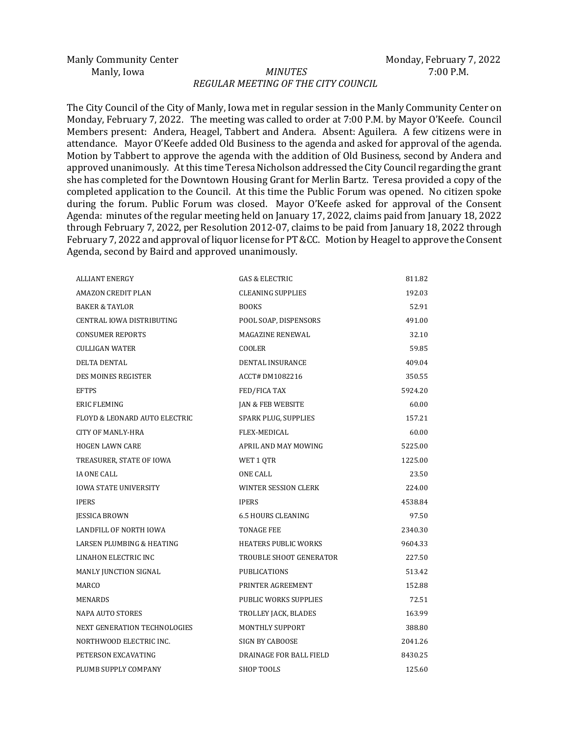Manly Community Center | Monday, February 7, 2022
Manly, Iowa | 7:00 P.M.

*MINUTES*

*REGULAR MEETING OF THE CITY COUNCIL*

The City Council of the City of Manly, Iowa met in regular session in the Manly Community Center on Monday, February 7, 2022. The meeting was called to order at 7:00 P.M. by Mayor O'Keefe. Council Members present: Andera, Heagel, Tabbert and Andera. Absent: Aguilera. A few citizens were in attendance. Mayor O'Keefe added Old Business to the agenda and asked for approval of the agenda. Motion by Tabbert to approve the agenda with the addition of Old Business, second by Andera and approved unanimously. At this time Teresa Nicholson addressed the City Council regarding the grant she has completed for the Downtown Housing Grant for Merlin Bartz. Teresa provided a copy of the completed application to the Council. At this time the Public Forum was opened. No citizen spoke during the forum. Public Forum was closed. Mayor O'Keefe asked for approval of the Consent Agenda: minutes of the regular meeting held on January 17, 2022, claims paid from January 18, 2022 through February 7, 2022, per Resolution 2012-07, claims to be paid from January 18, 2022 through February 7, 2022 and approval of liquor license for PT &CC. Motion by Heagel to approve the Consent Agenda, second by Baird and approved unanimously.

| | | |
|---|---|---|
| ALLIANT ENERGY | GAS & ELECTRIC | 811.82 |
| AMAZON CREDIT PLAN | CLEANING SUPPLIES | 192.03 |
| BAKER & TAYLOR | BOOKS | 52.91 |
| CENTRAL IOWA DISTRIBUTING | POOL SOAP, DISPENSORS | 491.00 |
| CONSUMER REPORTS | MAGAZINE RENEWAL | 32.10 |
| CULLIGAN WATER | COOLER | 59.85 |
| DELTA DENTAL | DENTAL INSURANCE | 409.04 |
| DES MOINES REGISTER | ACCT# DM1082216 | 350.55 |
| EFTPS | FED/FICA TAX | 5924.20 |
| ERIC FLEMING | JAN & FEB WEBSITE | 60.00 |
| FLOYD & LEONARD AUTO ELECTRIC | SPARK PLUG, SUPPLIES | 157.21 |
| CITY OF MANLY-HRA | FLEX-MEDICAL | 60.00 |
| HOGEN LAWN CARE | APRIL AND MAY MOWING | 5225.00 |
| TREASURER, STATE OF IOWA | WET 1 QTR | 1225.00 |
| IA ONE CALL | ONE CALL | 23.50 |
| IOWA STATE UNIVERSITY | WINTER SESSION CLERK | 224.00 |
| IPERS | IPERS | 4538.84 |
| JESSICA BROWN | 6.5 HOURS CLEANING | 97.50 |
| LANDFILL OF NORTH IOWA | TONAGE FEE | 2340.30 |
| LARSEN PLUMBING & HEATING | HEATERS PUBLIC WORKS | 9604.33 |
| LINAHON ELECTRIC INC | TROUBLE SHOOT GENERATOR | 227.50 |
| MANLY JUNCTION SIGNAL | PUBLICATIONS | 513.42 |
| MARCO | PRINTER AGREEMENT | 152.88 |
| MENARDS | PUBLIC WORKS SUPPLIES | 72.51 |
| NAPA AUTO STORES | TROLLEY JACK, BLADES | 163.99 |
| NEXT GENERATION TECHNOLOGIES | MONTHLY SUPPORT | 388.80 |
| NORTHWOOD ELECTRIC INC. | SIGN BY CABOOSE | 2041.26 |
| PETERSON EXCAVATING | DRAINAGE FOR BALL FIELD | 8430.25 |
| PLUMB SUPPLY COMPANY | SHOP TOOLS | 125.60 |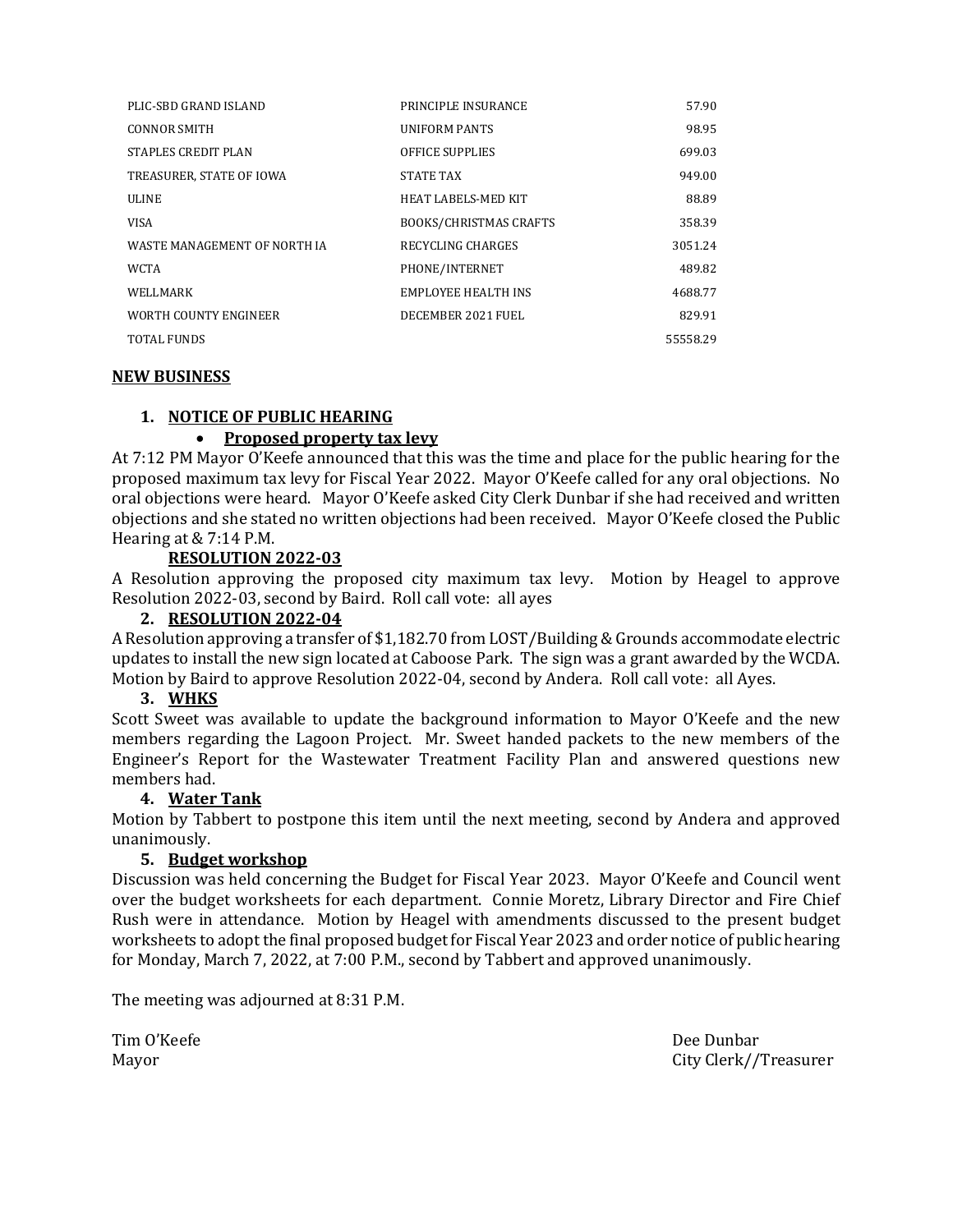| | | |
|---|---|---|
| PLIC-SBD GRAND ISLAND | PRINCIPLE INSURANCE | 57.90 |
| CONNOR SMITH | UNIFORM PANTS | 98.95 |
| STAPLES CREDIT PLAN | OFFICE SUPPLIES | 699.03 |
| TREASURER, STATE OF IOWA | STATE TAX | 949.00 |
| ULINE | HEAT LABELS-MED KIT | 88.89 |
| VISA | BOOKS/CHRISTMAS CRAFTS | 358.39 |
| WASTE MANAGEMENT OF NORTH IA | RECYCLING CHARGES | 3051.24 |
| WCTA | PHONE/INTERNET | 489.82 |
| WELLMARK | EMPLOYEE HEALTH INS | 4688.77 |
| WORTH COUNTY ENGINEER | DECEMBER 2021 FUEL | 829.91 |
| TOTAL FUNDS | | 55558.29 |

**NEW BUSINESS**

1. **NOTICE OF PUBLIC HEARING**
   - **Proposed property tax levy**

At 7:12 PM Mayor O'Keefe announced that this was the time and place for the public hearing for the proposed maximum tax levy for Fiscal Year 2022. Mayor O'Keefe called for any oral objections. No oral objections were heard. Mayor O'Keefe asked City Clerk Dunbar if she had received and written objections and she stated no written objections had been received. Mayor O'Keefe closed the Public Hearing at & 7:14 P.M.

**RESOLUTION 2022-03**

A Resolution approving the proposed city maximum tax levy. Motion by Heagel to approve Resolution 2022-03, second by Baird. Roll call vote: all ayes

2. **RESOLUTION 2022-04**

A Resolution approving a transfer of $1,182.70 from LOST/Building & Grounds accommodate electric updates to install the new sign located at Caboose Park. The sign was a grant awarded by the WCDA. Motion by Baird to approve Resolution 2022-04, second by Andera. Roll call vote: all Ayes.

3. **WHKS**

Scott Sweet was available to update the background information to Mayor O'Keefe and the new members regarding the Lagoon Project. Mr. Sweet handed packets to the new members of the Engineer's Report for the Wastewater Treatment Facility Plan and answered questions new members had.

4. **Water Tank**

Motion by Tabbert to postpone this item until the next meeting, second by Andera and approved unanimously.

5. **Budget workshop**

Discussion was held concerning the Budget for Fiscal Year 2023. Mayor O'Keefe and Council went over the budget worksheets for each department. Connie Moretz, Library Director and Fire Chief Rush were in attendance. Motion by Heagel with amendments discussed to the present budget worksheets to adopt the final proposed budget for Fiscal Year 2023 and order notice of public hearing for Monday, March 7, 2022, at 7:00 P.M., second by Tabbert and approved unanimously.

The meeting was adjourned at 8:31 P.M.

Tim O'Keefe
Mayor

Dee Dunbar
City Clerk//Treasurer